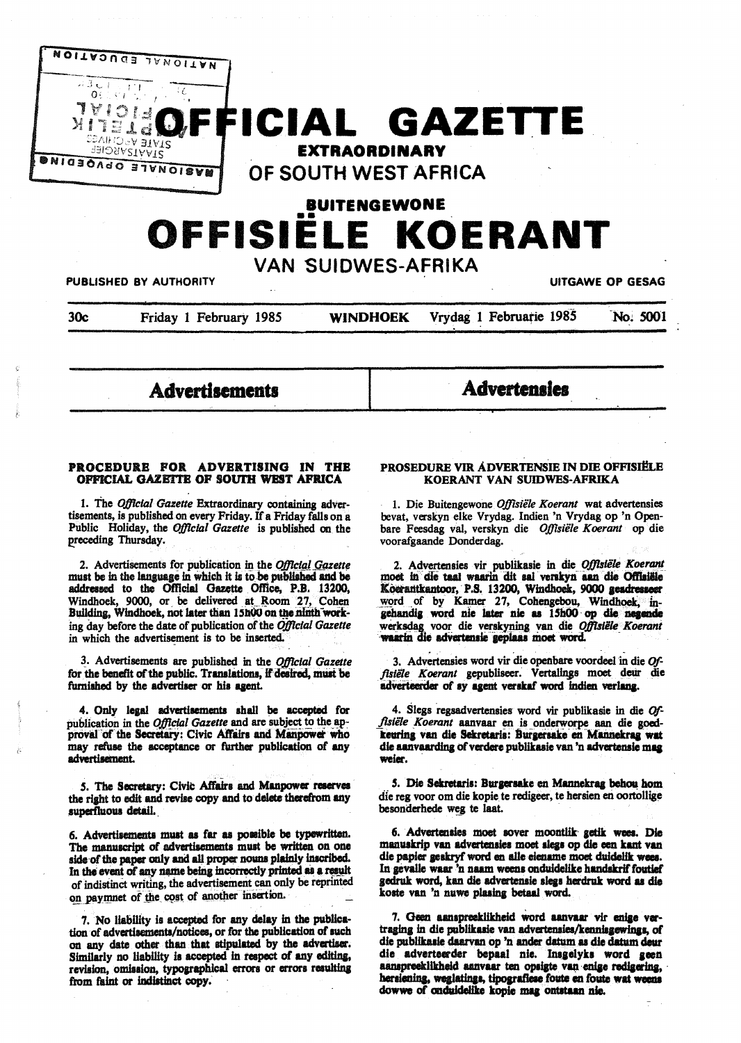# OFFICIAL GAZETTE

## EXTRAORDINARY

## OF SOUTH WEST AFRICA

## BUITENGEWONE

# OFFISIËLE KOERANT

## VAN SUIDWES-AFRIKA

PUBLISHED BY AUTHORITY — UITGAWE OP GESAG

30c — Friday 1 February 1985 — WINDHOEK — Vrydag 1 Februarie 1985 — No. 5001

## Advertisements

### PROCEDURE FOR ADVERTISING IN THE OFFICIAL GAZETTE OF SOUTH WEST AFRICA

1. The *Official Gazette* Extraordinary containing advertisements, is published on every Friday. If a Friday falls on a Public Holiday, the *Official Gazette* is published on the preceding Thursday.

2. Advertisements for publication in the *Official Gazette* must be in the language in which it is to be published and be addressed to the Official Gazette Office, P.B. 13200, Windhoek, 9000, or be delivered at Room 27, Cohen Building, Windhoek, not later than 15h00 on the ninth working day before the date of publication of the *Official Gazette* in which the advertisement is to be inserted.

3. Advertisements are published in the *Official Gazette* for the benefit of the public. Translations, if desired, must be furnished by the advertiser or his agent.

4. Only legal advertisements shall be accepted for publication in the *Official Gazette* and are subject to the approval of the Secretary: Civic Affairs and Manpower who may refuse the acceptance or further publication of any advertisement.

5. The Secretary: Civic Affairs and Manpower reserves the right to edit and revise copy and to delete therefrom any superfluous detail.

6. Advertisements must as far as possible be typewritten. The manuscript of advertisements must be written on one side of the paper only and all proper nouns plainly inscribed. In the event of any name being incorrectly printed as a result of indistinct writing, the advertisement can only be reprinted on paymnet of the cost of another insertion.

7. No liability is accepted for any delay in the publication of advertisements/notices, or for the publication of such on any date other than that stipulated by the advertiser. Similarly no liability is accepted in respect of any editing, revision, omission, typographical errors or errors resulting from faint or indistinct copy.

## Advertensies

### PROSEDURE VIR ADVERTENSIE IN DIE OFFISIËLE KOERANT VAN SUIDWES-AFRIKA

1. Die Buitengewone *Offisiële Koerant* wat advertensies bevat, verskyn elke Vrydag. Indien 'n Vrydag op 'n Openbare Feesdag val, verskyn die *Offisiële Koerant* op die voorafgaande Donderdag.

2. Advertensies vir publikasie in die *Offisiële Koerant* moet in die taal waarin dit sal verskyn aan die Offisiële Koerantkantoor, P.S. 13200, Windhoek, 9000 geadresseer word of by Kamer 27, Cohengebou, Windhoek, ingehandig word nie later nie as 15h00 op die negende werksdag voor die verskyning van die *Offisiële Koerant* waarin die advertensie geplaas moet word.

3. Advertensies word vir die openbare voordeel in die *Offisiële Koerant* gepubliseer. Vertalings moet deur die adverteerder of sy agent verskaf word indien verlang.

4. Slegs regsadvertensies word vir publikasie in die *Offisiële Koerant* aanvaar en is onderworpe aan die goedkeuring van die Sekretaris: Burgersake en Mannekrag wat die aanvaarding of verdere publikasie van 'n advertensie mag weier.

5. Die Sekretaris: Burgersake en Mannekrag behou hom die reg voor om die kopie te redigeer, te hersien en oortollige besonderhede weg te laat.

6. Advertensies moet sover moontlik getik wees. Die manuskrip van advertensies moet slegs op die een kant van die papier geskryf word en alle eiename moet duidelik wees. In gevalle waar 'n naam weens onduidelike handskrif foutief gedruk word, kan die advertensie slegs herdruk word as die koste van 'n nuwe plasing betaal word.

7. Geen aanspreeklikheid word aanvaar vir enige vertraging in die publikasie van advertensies/kennisgewings, of die publikasie daarvan op 'n ander datum as die datum deur die adverteerder bepaal nie. Insgelyks word geen aanspreeklikheid aanvaar ten opsigte van enige redigering, hersiening, weglatings, tipografiese foute en foute wat weens dowwe of onduidelike kopie mag ontstaan nie.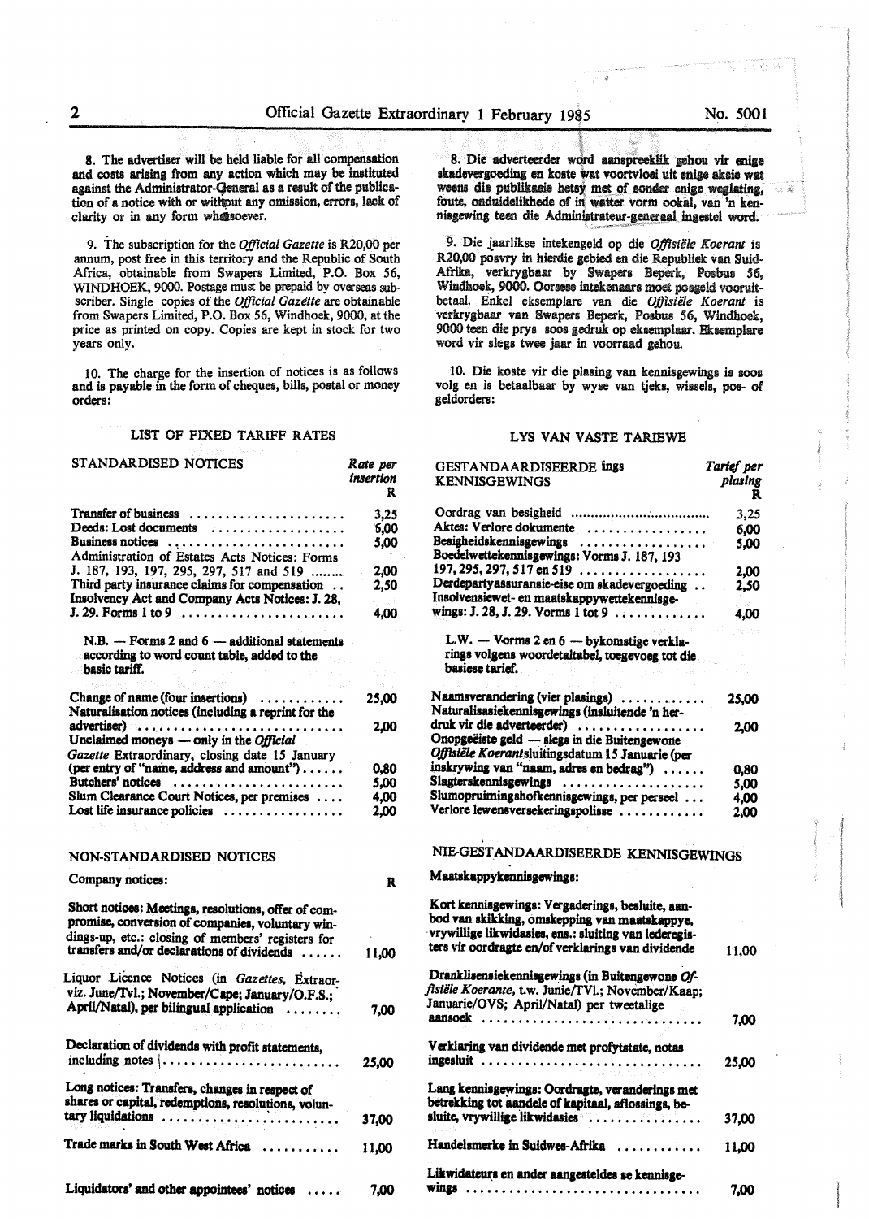8. The advertiser will be held liable for all compensation and costs arising from any action which may be instituted against the Administrator-General as a result of the publication of a notice with or without any omission, errors, lack of clarity or in any form whatsoever.

9. The subscription for the *Official Gazette* is R20,00 per annum, post free in this territory and the Republic of South Africa, obtainable from Swapers Limited, P.O. Box 56, WINDHOEK, 9000. Postage must be prepaid by overseas subscriber. Single copies of the *Official Gazette* are obtainable from Swapers Limited, P.O. Box 56, Windhoek, 9000, at the price as printed on copy. Copies are kept in stock for two years only.

10. The charge for the insertion of notices is as follows and is payable in the form of cheques, bills, postal or money orders:

## LIST OF FIXED TARIFF RATES

| STANDARDISED NOTICES | *Rate per insertion* R |
|---|---|
| Transfer of business | 3,25 |
| Deeds: Lost documents | 6,00 |
| Business notices | 5,00 |
| Administration of Estates Acts Notices: Forms J. 187, 193, 197, 295, 297, 517 and 519 | 2,00 |
| Third party insurance claims for compensation | 2,50 |
| Insolvency Act and Company Acts Notices: J. 28, J. 29. Forms 1 to 9 | 4,00 |
| N.B. — Forms 2 and 6 — additional statements according to word count table, added to the basic tariff. | |
| Change of name (four insertions) | 25,00 |
| Naturalisation notices (including a reprint for the advertiser) | 2,00 |
| Unclaimed moneys — only in the *Official Gazette* Extraordinary, closing date 15 January (per entry of "name, address and amount") | 0,80 |
| Butchers' notices | 5,00 |
| Slum Clearance Court Notices, per premises | 4,00 |
| Lost life insurance policies | 2,00 |

| NON-STANDARDISED NOTICES | |
|---|---|
| **Company notices:** | R |
| Short notices: Meetings, resolutions, offer of compromise, conversion of companies, voluntary windings-up, etc.: closing of members' registers for transfers and/or declarations of dividends | 11,00 |
| Liquor Licence Notices (in *Gazettes*, Extraorviz. June/Tvl.; November/Cape; January/O.F.S.; April/Natal), per bilingual application | 7,00 |
| Declaration of dividends with profit statements, including notes | 25,00 |
| Long notices: Transfers, changes in respect of shares or capital, redemptions, resolutions, voluntary liquidations | 37,00 |
| Trade marks in South West Africa | 11,00 |
| Liquidators' and other appointees' notices | 7,00 |

8. Die adverteerder word aanspreeklik gehou vir enige skadevergoeding en koste wat voortvloei uit enige aksie wat weens die publikasie hetsy met of sonder enige weglating, foute, onduidelikhede of in watter vorm ookal, van 'n kennisgewing teen die Administrateur-generaal ingestel word.

9. Die jaarlikse intekengeld op die *Offisiële Koerant* is R20,00 posvry in hierdie gebied en die Republiek van Suid-Afrika, verkrygbaar by Swapers Beperk, Posbus 56, Windhoek, 9000. Oorsese intekenaars moet posgeld vooruitbetaal. Enkel eksemplare van die *Offisiële Koerant* is verkrygbaar van Swapers Beperk, Posbus 56, Windhoek, 9000 teen die prys soos gedruk op eksemplaar. Eksemplare word vir slegs twee jaar in voorraad gehou.

10. Die koste vir die plasing van kennisgewings is soos volg en is betaalbaar by wyse van tjeks, wissels, pos- of geldorders:

## LYS VAN VASTE TARIEWE

| GESTANDAARDISEERDE KENNISGEWINGS | *Tarief per plasing* R |
|---|---|
| Oordrag van besigheid | 3,25 |
| Aktes: Verlore dokumente | 6,00 |
| Besigheidskennisgewings | 5,00 |
| Boedelwettekennisgewings: Vorms J. 187, 193 197, 295, 297, 517 en 519 | 2,00 |
| Derdepartyassuransie-eise om skadevergoeding | 2,50 |
| Insolvensiewet- en maatskappywettekennisgewings: J. 28, J. 29. Vorms 1 tot 9 | 4,00 |
| L.W. — Vorms 2 en 6 — bykomstige verklarings volgens woordetaltabel, toegevoeg tot die basiese tarief. | |
| Naamsverandering (vier plasings) | 25,00 |
| Naturalisasiekennisgewings (insluitende 'n herdruk vir die adverteerder) | 2,00 |
| Onopgeëiste geld — slegs in die Buitengewone *Offisiële Koerant*sluitingsdatum 15 Januarie (per inskrywing van "naam, adres en bedrag") | 0,80 |
| Slagterskennisgewings | 5,00 |
| Slumopruimingshofkennisgewings, per perseel | 4,00 |
| Verlore lewensversekeringspolisse | 2,00 |

| NIE-GESTANDAARDISEERDE KENNISGEWINGS | |
|---|---|
| **Maatskappykennisgewings:** | |
| Kort kennisgewings: Vergaderings, besluite, aanbod van skikking, omskepping van maatskappye, vrywillige likwidasies, ens.: sluiting van lederegisters vir oordragte en/of verklarings van dividende | 11,00 |
| Dranklisensiekennisgewings (in Buitengewone *Offisiële Koerante*, t.w. Junie/TVl.; November/Kaap; Januarie/OVS; April/Natal) per tweetalige aansoek | 7,00 |
| Verklaring van dividende met profytstate, notas ingesluit | 25,00 |
| Lang kennisgewings: Oordragte, veranderings met betrekking tot aandele of kapitaal, aflossings, besluite, vrywillige likwidasies | 37,00 |
| Handelsmerke in Suidwes-Afrika | 11,00 |
| Likwidateurs en ander aangesteldes se kennisgewings | 7,00 |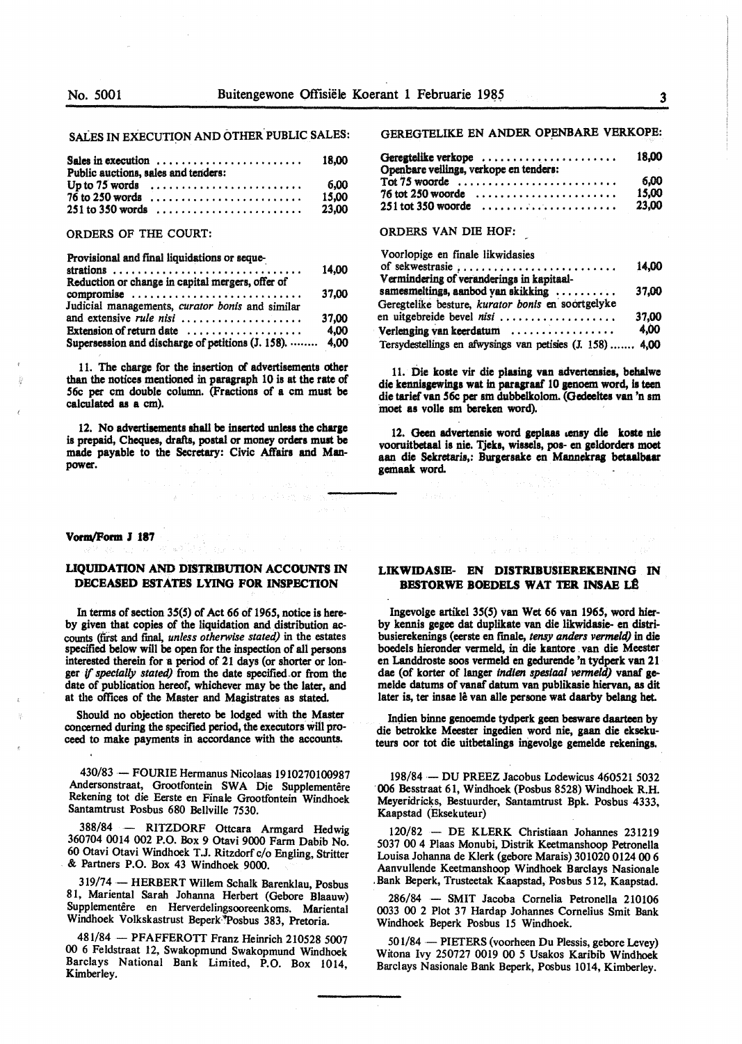## SALES IN EXECUTION AND OTHER PUBLIC SALES:

| | |
|---|---|
| Sales in execution | 18,00 |
| Public auctions, sales and tenders: | |
| Up to 75 words | 6,00 |
| 76 to 250 words | 15,00 |
| 251 to 350 words | 23,00 |

## ORDERS OF THE COURT:

| | |
|---|---|
| Provisional and final liquidations or sequestrations | 14,00 |
| Reduction or change in capital mergers, offer of compromise | 37,00 |
| Judicial managements, *curator bonis* and similar and extensive *rule nisi* | 37,00 |
| Extension of return date | 4,00 |
| Supersession and discharge of petitions (J. 158). | 4,00 |

11. The charge for the insertion of advertisements other than the notices mentioned in paragraph 10 is at the rate of 56c per cm double column. (Fractions of a cm must be calculated as a cm).

12. No advertisements shall be inserted unless the charge is prepaid, Cheques, drafts, postal or money orders must be made payable to the Secretary: Civic Affairs and Manpower.

## GEREGTELIKE EN ANDER OPENBARE VERKOPE:

| | |
|---|---|
| Geregtelike verkope | 18,00 |
| Openbare veilings, verkope en tenders: | |
| Tot 75 woorde | 6,00 |
| 76 tot 250 woorde | 15,00 |
| 251 tot 350 woorde | 23,00 |

## ORDERS VAN DIE HOF:

| | |
|---|---|
| Voorlopige en finale likwidasies of sekwestrasie | 14,00 |
| Vermindering of veranderings in kapitaalsamesmeltings, aanbod van skikking | 37,00 |
| Geregtelike besture, *kurator bonis* en soortgelyke en uitgebreide bevel *nisi* | 37,00 |
| Verlenging van keerdatum | 4,00 |
| Tersydestellings en afwysings van petisies (J. 158) | 4,00 |

11. Die koste vir die plasing van advertensies, behalwe die kennisgewings wat in paragraaf 10 genoem word, is teen die tarief van 56c per sm dubbelkolom. (Gedeeltes van 'n sm moet as volle sm bereken word).

12. Geen advertensie word geplaas tensy die koste nie vooruitbetaal is nie. Tjeks, wissels, pos- en geldorders moet aan die Sekretaris,: Burgersake en Mannekrag betaalbaar gemaak word.

---

**Vorm/Form J 187**

## LIQUIDATION AND DISTRIBUTION ACCOUNTS IN DECEASED ESTATES LYING FOR INSPECTION

In terms of section 35(5) of Act 66 of 1965, notice is hereby given that copies of the liquidation and distribution accounts (first and final, *unless otherwise stated)* in the estates specified below will be open for the inspection of all persons interested therein for a period of 21 days (or shorter or longer *if specially stated)* from the date specified or from the date of publication hereof, whichever may be the later, and at the offices of the Master and Magistrates as stated.

Should no objection thereto be lodged with the Master concerned during the specified period, the executors will proceed to make payments in accordance with the accounts.

430/83 — FOURIE Hermanus Nicolaas 1910270100987 Andersonstraat, Grootfontein SWA Die Supplementêre Rekening tot die Eerste en Finale Grootfontein Windhoek Santamtrust Posbus 680 Bellville 7530.

388/84 — RITZDORF Ottcara Armgard Hedwig 360704 0014 002 P.O. Box 9 Otavi 9000 Farm Dabib No. 60 Otavi Otavi Windhoek T.J. Ritzdorf c/o Engling, Stritter & Partners P.O. Box 43 Windhoek 9000.

319/74 — HERBERT Willem Schalk Barenklau, Posbus 81, Mariental Sarah Johanna Herbert (Gebore Blaauw) Supplementêre en Herverdelingsooreenkoms. Mariental Windhoek Volkskastrust Beperk Posbus 383, Pretoria.

481/84 — PFAFFEROTT Franz Heinrich 210528 5007 00 6 Feldstraat 12, Swakopmund Swakopmund Windhoek Barclays National Bank Limited, P.O. Box 1014, Kimberley.

## LIKWIDASIE- EN DISTRIBUSIEREKENING IN BESTORWE BOEDELS WAT TER INSAE LÊ

Ingevolge artikel 35(5) van Wet 66 van 1965, word hierby kennis gegee dat duplikate van die likwidasie- en distribusierekenings (eerste en finale, *tensy anders vermeld)* in die boedels hieronder vermeld, in die kantore van die Meester en Landdroste soos vermeld en gedurende 'n tydperk van 21 dae (of korter of langer *indien spesiaal vermeld)* vanaf gemelde datums of vanaf datum van publikasie hiervan, as dit later is, ter insae lê van alle persone wat daarby belang het.

Indien binne genoemde tydperk geen besware daarteen by die betrokke Meester ingedien word nie, gaan die eksekuteurs oor tot die uitbetalings ingevolge gemelde rekenings.

198/84 — DU PREEZ Jacobus Lodewicus 460521 5032 006 Besstraat 61, Windhoek (Posbus 8528) Windhoek R.H. Meyeridricks, Bestuurder, Santamtrust Bpk. Posbus 4333, Kaapstad (Eksekuteur)

120/82 — DE KLERK Christiaan Johannes 231219 5037 00 4 Plaas Monubi, Distrik Keetmanshoop Petronella Louisa Johanna de Klerk (gebore Marais) 301020 0124 00 6 Aanvullende Keetmanshoop Windhoek Barclays Nasionale Bank Beperk, Trusteetak Kaapstad, Posbus 512, Kaapstad.

286/84 — SMIT Jacoba Cornelia Petronella 210106 0033 00 2 Plot 37 Hardap Johannes Cornelius Smit Bank Windhoek Beperk Posbus 15 Windhoek.

501/84 — PIETERS (voorheen Du Plessis, gebore Levey) Witona Ivy 250727 0019 00 5 Usakos Karibib Windhoek Barclays Nasionale Bank Beperk, Posbus 1014, Kimberley.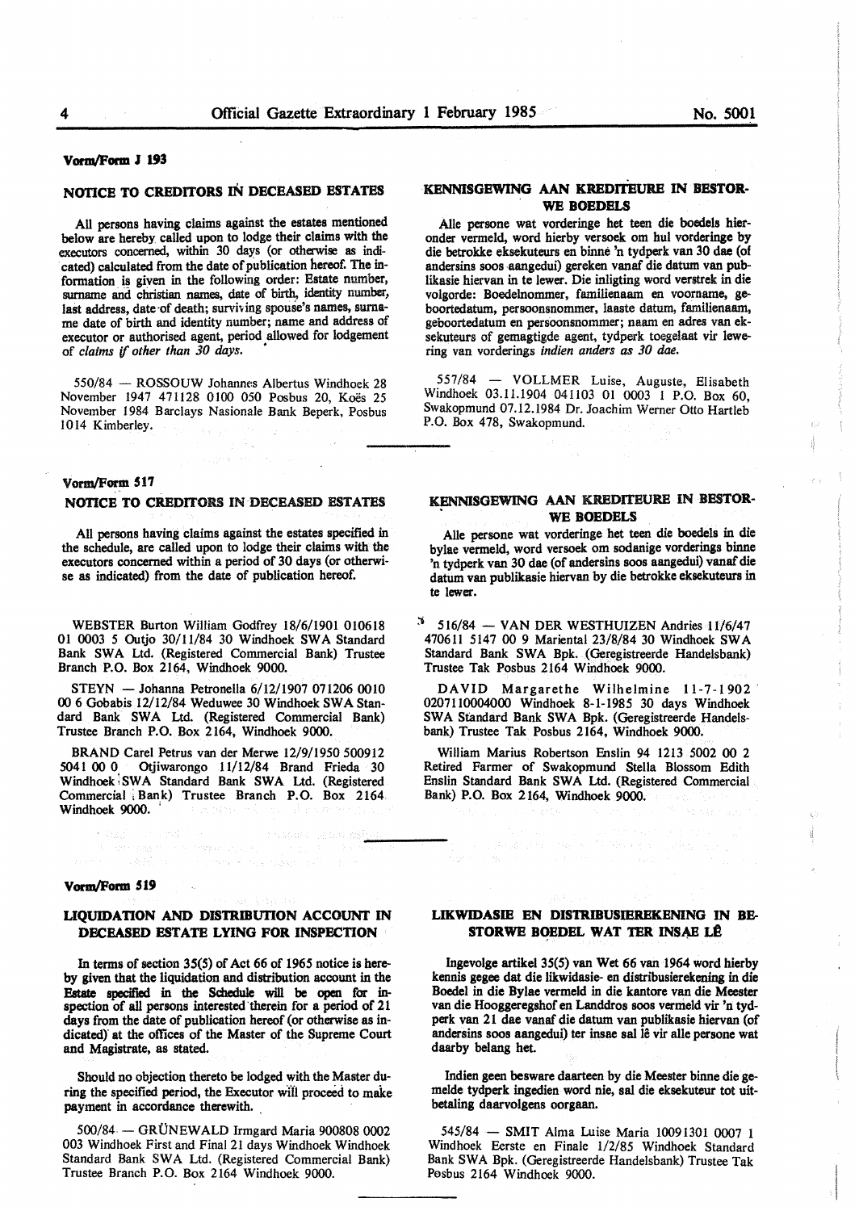**Vorm/Form J 193**

## NOTICE TO CREDITORS IN DECEASED ESTATES

All persons having claims against the estates mentioned below are hereby called upon to lodge their claims with the executors concerned, within 30 days (or otherwise as indicated) calculated from the date of publication hereof. The information is given in the following order: Estate number, surname and christian names, date of birth, identity number, last address, date of death; surviving spouse's names, surname date of birth and identity number; name and address of executor or authorised agent, period allowed for lodgement of *claims if other than 30 days.*

550/84 — ROSSOUW Johannes Albertus Windhoek 28 November 1947 471128 0100 050 Posbus 20, Koës 25 November 1984 Barclays Nasionale Bank Beperk, Posbus 1014 Kimberley.

## KENNISGEWING AAN KREDITEURE IN BESTORWE BOEDELS

Alle persone wat vorderinge het teen die boedels hieronder vermeld, word hierby versoek om hul vorderinge by die betrokke eksekuteurs en binne 'n tydperk van 30 dae (of andersins soos aangedui) gereken vanaf die datum van publikasie hiervan in te lewer. Die inligting word verstrek in die volgorde: Boedelnommer, familienaam en voorname, geboortedatum, persoonsnommer, laaste datum, familienaam, geboortedatum en persoonsnommer; naam en adres van eksekuteurs of gemagtigde agent, tydperk toegelaat vir lewering van vorderings *indien anders as 30 dae.*

557/84 — VOLLMER Luise, Auguste, Elisabeth Windhoek 03.11.1904 041103 01 0003 1 P.O. Box 60, Swakopmund 07.12.1984 Dr. Joachim Werner Otto Hartleb P.O. Box 478, Swakopmund.

---

**Vorm/Form 517**

## NOTICE TO CREDITORS IN DECEASED ESTATES

All persons having claims against the estates specified in the schedule, are called upon to lodge their claims with the executors concerned within a period of 30 days (or otherwise as indicated) from the date of publication hereof.

WEBSTER Burton William Godfrey 18/6/1901 010618 01 0003 5 Outjo 30/11/84 30 Windhoek SWA Standard Bank SWA Ltd. (Registered Commercial Bank) Trustee Branch P.O. Box 2164, Windhoek 9000.

STEYN — Johanna Petronella 6/12/1907 071206 0010 00 6 Gobabis 12/12/84 Weduwee 30 Windhoek SWA Standard Bank SWA Ltd. (Registered Commercial Bank) Trustee Branch P.O. Box 2164, Windhoek 9000.

BRAND Carel Petrus van der Merwe 12/9/1950 500912 5041 00 0 Otjiwarongo 11/12/84 Brand Frieda 30 Windhoek SWA Standard Bank SWA Ltd. (Registered Commercial Bank) Trustee Branch P.O. Box 2164 Windhoek 9000.

## KENNISGEWING AAN KREDITEURE IN BESTORWE BOEDELS

Alle persone wat vorderinge het teen die boedels in die bylae vermeld, word versoek om sodanige vorderings binne 'n tydperk van 30 dae (of andersins soos aangedui) vanaf die datum van publikasie hiervan by die betrokke eksekuteurs in te lewer.

516/84 — VAN DER WESTHUIZEN Andries 11/6/47 470611 5147 00 9 Mariental 23/8/84 30 Windhoek SWA Standard Bank SWA Bpk. (Geregistreerde Handelsbank) Trustee Tak Posbus 2164 Windhoek 9000.

DAVID Margarethe Wilhelmine 11-7-1902 0207110004000 Windhoek 8-1-1985 30 days Windhoek SWA Standard Bank SWA Bpk. (Geregistreerde Handelsbank) Trustee Tak Posbus 2164, Windhoek 9000.

William Marius Robertson Enslin 94 1213 5002 00 2 Retired Farmer of Swakopmund Stella Blossom Edith Enslin Standard Bank SWA Ltd. (Registered Commercial Bank) P.O. Box 2164, Windhoek 9000.

---

**Vorm/Form 519**

## LIQUIDATION AND DISTRIBUTION ACCOUNT IN DECEASED ESTATE LYING FOR INSPECTION

In terms of section 35(5) of Act 66 of 1965 notice is hereby given that the liquidation and distribution account in the Estate specified in the Schedule will be open for inspection of all persons interested therein for a period of 21 days from the date of publication hereof (or otherwise as indicated) at the offices of the Master of the Supreme Court and Magistrate, as stated.

Should no objection thereto be lodged with the Master during the specified period, the Executor will proceed to make payment in accordance therewith.

500/84 — GRÜNEWALD Irmgard Maria 900808 0002 003 Windhoek First and Final 21 days Windhoek Windhoek Standard Bank SWA Ltd. (Registered Commercial Bank) Trustee Branch P.O. Box 2164 Windhoek 9000.

## LIKWIDASIE EN DISTRIBUSIEREKENING IN BESTORWE BOEDEL WAT TER INSAE LÊ

Ingevolge artikel 35(5) van Wet 66 van 1964 word hierby kennis gegee dat die likwidasie- en distribusierekening in die Boedel in die Bylae vermeld in die kantore van die Meester van die Hooggeregshof en Landdros soos vermeld vir 'n tydperk van 21 dae vanaf die datum van publikasie hiervan (of andersins soos aangedui) ter insae sal lê vir alle persone wat daarby belang het.

Indien geen besware daarteen by die Meester binne die gemelde tydperk ingedien word nie, sal die eksekuteur tot uitbetaling daarvolgens oorgaan.

545/84 — SMIT Alma Luise Maria 10091301 0007 1 Windhoek Eerste en Finale 1/2/85 Windhoek Standard Bank SWA Bpk. (Geregistreerde Handelsbank) Trustee Tak Posbus 2164 Windhoek 9000.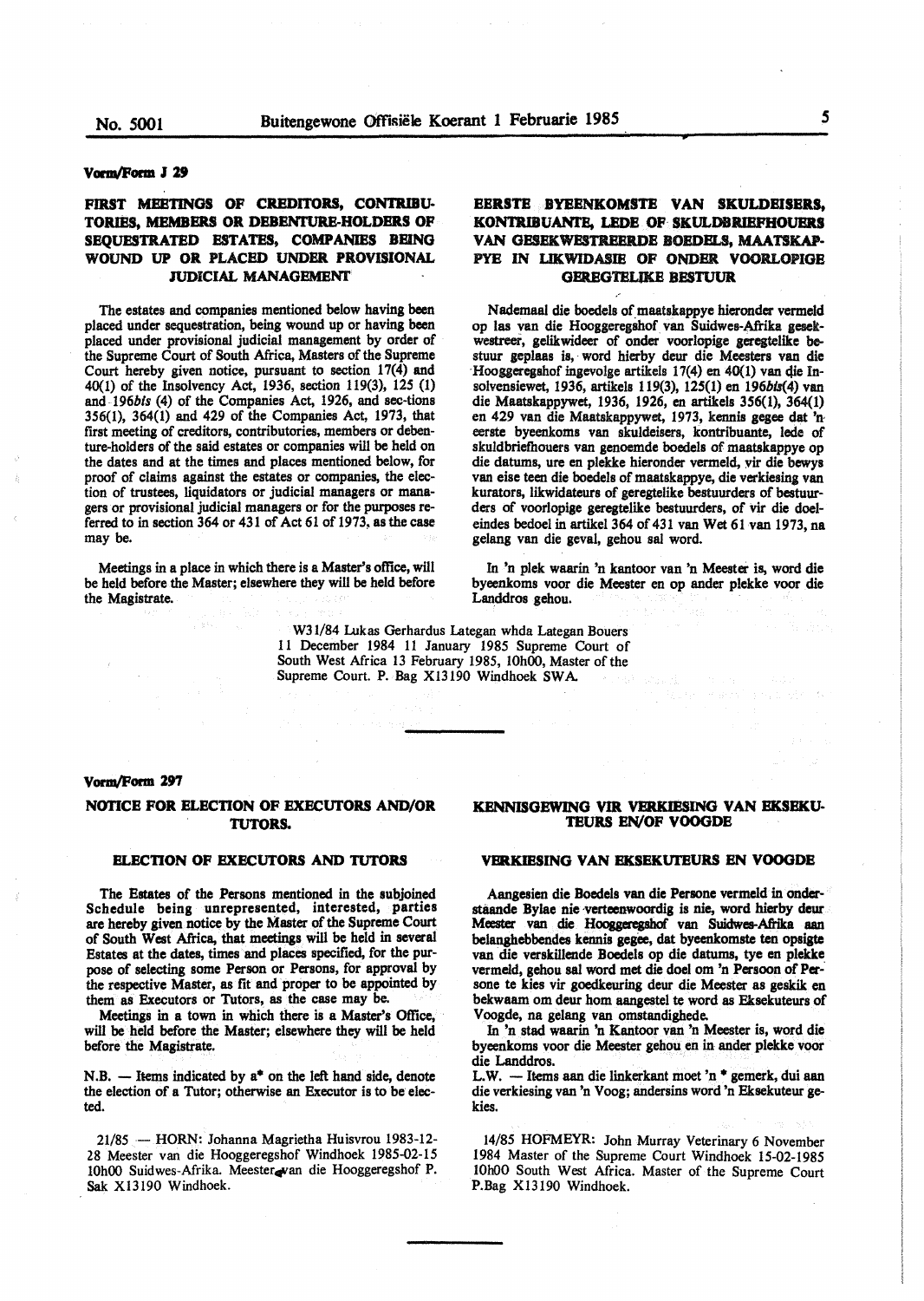Vorm/Form J 29

## FIRST MEETINGS OF CREDITORS, CONTRIBUTORIES, MEMBERS OR DEBENTURE-HOLDERS OF SEQUESTRATED ESTATES, COMPANIES BEING WOUND UP OR PLACED UNDER PROVISIONAL JUDICIAL MANAGEMENT

The estates and companies mentioned below having been placed under sequestration, being wound up or having been placed under provisional judicial management by order of the Supreme Court of South Africa, Masters of the Supreme Court hereby given notice, pursuant to section 17(4) and 40(1) of the Insolvency Act, 1936, section 119(3), 125 (1) and 196*bis* (4) of the Companies Act, 1926, and sec-tions 356(1), 364(1) and 429 of the Companies Act, 1973, that first meeting of creditors, contributories, members or debenture-holders of the said estates or companies will be held on the dates and at the times and places mentioned below, for proof of claims against the estates or companies, the election of trustees, liquidators or judicial managers or managers or provisional judicial managers or for the purposes referred to in section 364 or 431 of Act 61 of 1973, as the case may be.

Meetings in a place in which there is a Master's office, will be held before the Master; elsewhere they will be held before the Magistrate.

## EERSTE BYEENKOMSTE VAN SKULDEISERS, KONTRIBUANTE, LEDE OF SKULDBRIEFHOUERS VAN GESEKWESTREERDE BOEDELS, MAATSKAPPYE IN LIKWIDASIE OF ONDER VOORLOPIGE GEREGTELIKE BESTUUR

Nademaal die boedels of maatskappye hieronder vermeld op las van die Hooggeregshof van Suidwes-Afrika gesekwestreer, gelikwideer of onder voorlopige geregtelike bestuur geplaas is, word hierby deur die Meesters van die Hooggeregshof ingevolge artikels 17(4) en 40(1) van die Insolvensiewet, 1936, artikels 119(3), 125(1) en 196*bis*(4) van die Maatskappywet, 1936, 1926, en artikels 356(1), 364(1) en 429 van die Maatskappywet, 1973, kennis gegee dat 'n eerste byeenkoms van skuldeisers, kontribuante, lede of skuldbriefhouers van genoemde boedels of maatskappye op die datums, ure en plekke hieronder vermeld, vir die bewys van eise teen die boedels of maatskappye, die verkiesing van kurators, likwidateurs of geregtelike bestuurders of bestuurders of voorlopige geregtelike bestuurders, of vir die doeleindes bedoel in artikel 364 of 431 van Wet 61 van 1973, na gelang van die geval, gehou sal word.

In 'n plek waarin 'n kantoor van 'n Meester is, word die byeenkoms voor die Meester en op ander plekke voor die Landdros gehou.

W31/84 Lukas Gerhardus Lategan whda Lategan Bouers 11 December 1984 11 January 1985 Supreme Court of South West Africa 13 February 1985, 10h00, Master of the Supreme Court. P. Bag X13190 Windhoek SWA.

---

Vorm/Form 297

## NOTICE FOR ELECTION OF EXECUTORS AND/OR TUTORS.

### ELECTION OF EXECUTORS AND TUTORS

The Estates of the Persons mentioned in the subjoined Schedule being unrepresented, interested, parties are hereby given notice by the Master of the Supreme Court of South West Africa, that meetings will be held in several Estates at the dates, times and places specified, for the purpose of selecting some Person or Persons, for approval by the respective Master, as fit and proper to be appointed by them as Executors or Tutors, as the case may be.

Meetings in a town in which there is a Master's Office, will be held before the Master; elsewhere they will be held before the Magistrate.

N.B. — Items indicated by a* on the left hand side, denote the election of a Tutor; otherwise an Executor is to be elected.

## KENNISGEWING VIR VERKIESING VAN EKSEKUTEURS EN/OF VOOGDE

### VERKIESING VAN EKSEKUTEURS EN VOOGDE

Aangesien die Boedels van die Persone vermeld in onderstaande Bylae nie verteenwoordig is nie, word hierby deur Meester van die Hooggeregshof van Suidwes-Afrika aan belanghebbendes kennis gegee, dat byeenkomste ten opsigte van die verskillende Boedels op die datums, tye en plekke vermeld, gehou sal word met die doel om 'n Persoon of Persone te kies vir goedkeuring deur die Meester as geskik en bekwaam om deur hom aangestel te word as Eksekuteurs of Voogde, na gelang van omstandighede.

In 'n stad waarin 'n Kantoor van 'n Meester is, word die byeenkoms voor die Meester gehou en in ander plekke voor die Landdros.

L.W. — Items aan die linkerkant moet 'n * gemerk, dui aan die verkiesing van 'n Voog; andersins word 'n Eksekuteur gekies.

21/85 — HORN: Johanna Magrietha Huisvrou 1983-12-28 Meester van die Hooggeregshof Windhoek 1985-02-15 10h00 Suidwes-Afrika. Meester van die Hooggeregshof P. Sak X13190 Windhoek.

14/85 HOFMEYR: John Murray Veterinary 6 November 1984 Master of the Supreme Court Windhoek 15-02-1985 10h00 South West Africa. Master of the Supreme Court P.Bag X13190 Windhoek.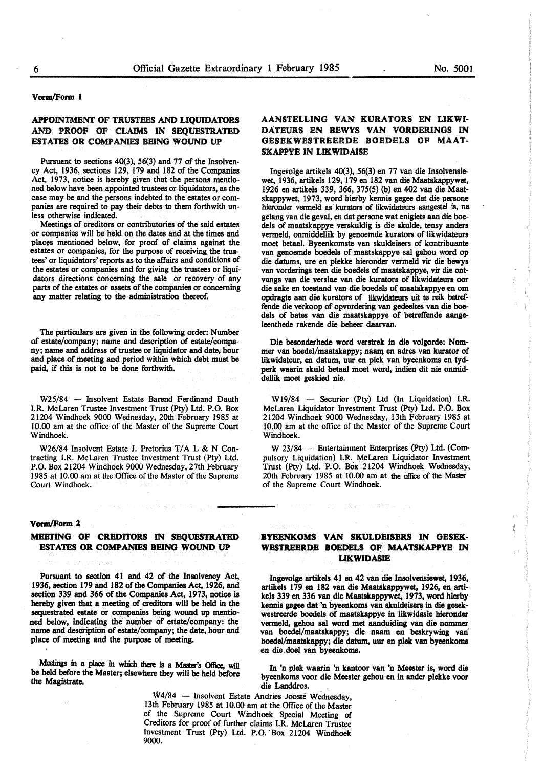Vorm/Form 1

## APPOINTMENT OF TRUSTEES AND LIQUIDATORS AND PROOF OF CLAIMS IN SEQUESTRATED ESTATES OR COMPANIES BEING WOUND UP

Pursuant to sections 40(3), 56(3) and 77 of the Insolvency Act, 1936, sections 129, 179 and 182 of the Companies Act, 1973, notice is hereby given that the persons mentioned below have been appointed trustees or liquidators, as the case may be and the persons indebted to the estates or companies are required to pay their debts to them forthwith unless otherwise indicated.

Meetings of creditors or contributories of the said estates or companies will be held on the dates and at the times and places mentioned below, for proof of claims against the estates or companies, for the purpose of receiving the trustees' or liquidators' reports as to the affairs and conditions of the estates or companies and for giving the trustees or liquidators directions concerning the sale or recovery of any parts of the estates or assets of the companies or concerning any matter relating to the administration thereof.

The particulars are given in the following order: Number of estate/company; name and description of estate/company; name and address of trustee or liquidator and date, hour and place of meeting and period within which debt must be paid, if this is not to be done forthwith.

W25/84 — Insolvent Estate Barend Ferdinand Dauth I.R. McLaren Trustee Investment Trust (Pty) Ltd. P.O. Box 21204 Windhoek 9000 Wednesday, 20th February 1985 at 10.00 am at the office of the Master of the Supreme Court Windhoek.

W26/84 Insolvent Estate J. Pretorius T/A L & N Contracting I.R. McLaren Trustee Investment Trust (Pty) Ltd. P.O. Box 21204 Windhoek 9000 Wednesday, 27th February 1985 at 10.00 am at the Office of the Master of the Supreme Court Windhoek.

## AANSTELLING VAN KURATORS EN LIKWIDATEURS EN BEWYS VAN VORDERINGS IN GESEKWESTREERDE BOEDELS OF MAATSKAPPYE IN LIKWIDAISE

Ingevolge artikels 40(3), 56(3) en 77 van die Insolvensiewet, 1936, artikels 129, 179 en 182 van die Maatskappywet, 1926 en artikels 339, 366, 375(5) (b) en 402 van die Maatskappywet, 1973, word hierby kennis gegee dat die persone hieronder vermeld as kurators of likwidateurs aangestel is, na gelang van die geval, en dat persone wat enigiets aan die boedels of maatskappye verskuldig is die skulde, tensy anders vermeld, onmiddellik by genoemde kurators of likwidateurs moet betaal. Byeenkomste van skuldeisers of kontribuante van genoemde boedels of maatskappye sal gehou word op die datums, ure en plekke hieronder vermeld vir die bewys van vorderings teen die boedels of maatskappye, vir die ontvangs van die verslae van die kurators of likwidateurs oor die sake en toestand van die boedels of maatskappye en om opdragte aan die kurators of likwidateurs uit te reik betreffende die verkoop of opvordering van gedeeltes van die boedels of bates van die maatskappye of betreffende aangeleenthede rakende die beheer daarvan.

Die besonderhede word verstrek in die volgorde: Nommer van boedel/maatskappy; naam en adres van kurator of likwidateur, en datum, uur en plek van byeenkoms en tydperk waarin skuld betaal moet word, indien dit nie onmiddellik moet geskied nie.

W19/84 — Securior (Pty) Ltd (In Liquidation) I.R. McLaren Liquidator Investment Trust (Pty) Ltd. P.O. Box 21204 Windhoek 9000 Wednesday, 13th February 1985 at 10.00 am at the office of the Master of the Supreme Court Windhoek.

W 23/84 — Entertainment Enterprises (Pty) Ltd. (Compulsory Liquidation) I.R. McLaren Liquidator Investment Trust (Pty) Ltd. P.O. Box 21204 Windhoek Wednesday, 20th February 1985 at 10.00 am at the office of the Master of the Supreme Court Windhoek.

Vorm/Form 2

## MEETING OF CREDITORS IN SEQUESTRATED ESTATES OR COMPANIES BEING WOUND UP

Pursuant to section 41 and 42 of the Insolvency Act, 1936, section 179 and 182 of the Companies Act, 1926, and section 339 and 366 of the Companies Act, 1973, notice is hereby given that a meeting of creditors will be held in the sequestrated estate or companies being wound up mentioned below, indicating the number of estate/company: the name and description of estate/company; the date, hour and place of meeting and the purpose of meeting.

Meetings in a place in which there is a Master's Office, will be held before the Master; elsewhere they will be held before the Magistrate.

## BYEENKOMS VAN SKULDEISERS IN GESEKWESTREERDE BOEDELS OF MAATSKAPPYE IN LIKWIDASIE

Ingevolge artikels 41 en 42 van die Insolvensiewet, 1936, artikels 179 en 182 van die Maatskappywet, 1926, en artikels 339 en 336 van die Maatskappywet, 1973, word hierby kennis gegee dat 'n byeenkoms van skuldeisers in die gesekwestreerde boedels of maatskappye in likwidasie hieronder vermeld, gehou sal word met aanduiding van die nommer van boedel/maatskappy; die naam en beskrywing van boedel/maatskappy; die datum, uur en plek van byeenkoms en die doel van byeenkoms.

In 'n plek waarin 'n kantoor van 'n Meester is, word die byeenkoms voor die Meester gehou en in ander plekke voor die Landdros.

W4/84 — Insolvent Estate Andries Jooste Wednesday, 13th February 1985 at 10.00 am at the Office of the Master of the Supreme Court Windhoek Special Meeting of Creditors for proof of further claims I.R. McLaren Trustee Investment Trust (Pty) Ltd. P.O. Box 21204 Windhoek 9000.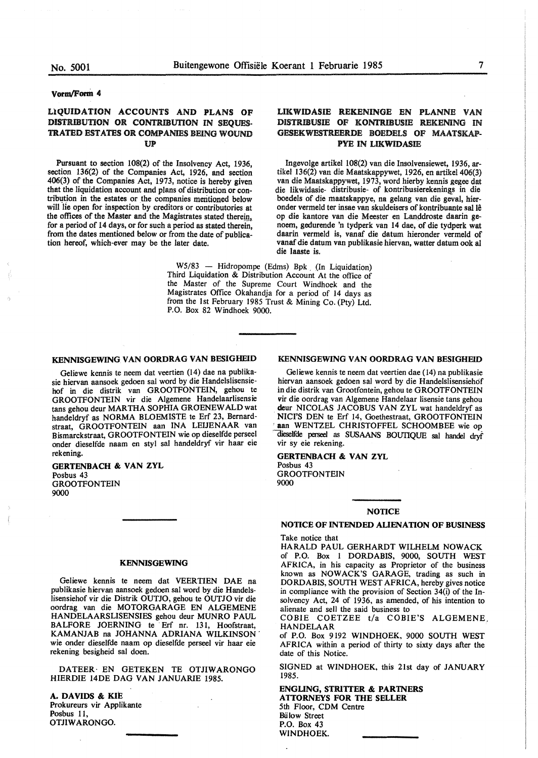Vorm/Form 4

## LIQUIDATION ACCOUNTS AND PLANS OF DISTRIBUTION OR CONTRIBUTION IN SEQUESTRATED ESTATES OR COMPANIES BEING WOUND UP

Pursuant to section 108(2) of the Insolvency Act, 1936, section 136(2) of the Companies Act, 1926, and section 406(3) of the Companies Act, 1973, notice is hereby given that the liquidation account and plans of distribution or contribution in the estates or the companies mentioned below will lie open for inspection by creditors or contributories at the offices of the Master and the Magistrates stated therein, for a period of 14 days, or for such a period as stated therein, from the dates mentioned below or from the date of publication hereof, which-ever may be the later date.

## LIKWIDASIE REKENINGE EN PLANNE VAN DISTRIBUSIE OF KONTRIBUSIE REKENING IN GESEKWESTREERDE BOEDELS OF MAATSKAPPYE IN LIKWIDASIE

Ingevolge artikel 108(2) van die Insolvensiewet, 1936, artikel 136(2) van die Maatskappywet, 1926, en artikel 406(3) van die Maatskappywet, 1973, word hierby kennis gegee dat die likwidasie- distribusie- of kontribusierekenings in die boedels of die maatskappye, na gelang van die geval, hieronder vermeld ter insae van skuldeisers of kontribuante sal lê op die kantore van die Meester en Landdroste daarin genoem, gedurende 'n tydperk van 14 dae, of die tydperk wat daarin vermeld is, vanaf die datum hieronder vermeld of vanaf die datum van publikasie hiervan, watter datum ook al die laaste is.

W5/83 — Hidropompe (Edms) Bpk (In Liquidation) Third Liquidation & Distribution Account At the office of the Master of the Supreme Court Windhoek and the Magistrates Office Okahandja for a period of 14 days as from the 1st February 1985 Trust & Mining Co. (Pty) Ltd. P.O. Box 82 Windhoek 9000.

---

### KENNISGEWING VAN OORDRAG VAN BESIGHEID

Geliewe kennis te neem dat veertien (14) dae na publikasie hiervan aansoek gedoen sal word by die Handelslisensiehof in die distrik van GROOTFONTEIN, gehou te GROOTFONTEIN vir die Algemene Handelaarlisensie tans gehou deur MARTHA SOPHIA GROENEWALD wat handeldryf as NORMA BLOEMISTE te Erf 23, Bernardstraat, GROOTFONTEIN aan INA LEIJENAAR van Bismarckstraat, GROOTFONTEIN wie op dieselfde perseel onder dieselfde naam en styl sal handeldryf vir haar eie rekening.

**GERTENBACH & VAN ZYL**
Posbus 43
GROOTFONTEIN
9000

---

### KENNISGEWING

Geliewe kennis te neem dat VEERTIEN DAE na publikasie hiervan aansoek gedoen sal word by die Handelslisensiehof vir die Distrik OUTJO, gehou te OUTJO vir die oordrag van die MOTORGARAGE EN ALGEMENE HANDELAARSLISENSIES gehou deur MUNRO PAUL BALFORE JOERNING te Erf nr. 131, Hoofstraat, KAMANJAB na JOHANNA ADRIANA WILKINSON wie onder dieselfde naam op dieselfde perseel vir haar eie rekening besigheid sal doen.

DATEER EN GETEKEN TE OTJIWARONGO HIERDIE 14DE DAG VAN JANUARIE 1985.

**A. DAVIDS & KIE**
Prokureurs vir Applikante
Posbus 11,
OTJIWARONGO.

---

### KENNISGEWING VAN OORDRAG VAN BESIGHEID

Geliewe kennis te neem dat veertien dae (14) na publikasie hiervan aansoek gedoen sal word by die Handelslisensiehof in die distrik van Grootfontein, gehou te GROOTFONTEIN vir die oordrag van Algemene Handelaar lisensie tans gehou deur NICOLAS JACOBUS VAN ZYL wat handeldryf as NICI'S DEN te Erf 14, Goethestraat, GROOTFONTEIN aan WENTZEL CHRISTOFFEL SCHOOMBEE wie op dieselfde perseel as SUSAANS BOUTIQUE sal handel dryf vir sy eie rekening.

**GERTENBACH & VAN ZYL**
Posbus 43
GROOTFONTEIN
9000

---

### NOTICE

### NOTICE OF INTENDED ALIENATION OF BUSINESS

Take notice that

HARALD PAUL GERHARDT WILHELM NOWACK of P.O. Box 1 DORDABIS, 9000, SOUTH WEST AFRICA, in his capacity as Proprietor of the business known as NOWACK'S GARAGE, trading as such in DORDABIS, SOUTH WEST AFRICA, hereby gives notice in compliance with the provision of Section 34(i) of the Insolvency Act, 24 of 1936, as amended, of his intention to alienate and sell the said business to

COBIE COETZEE t/a COBIE'S ALGEMENE HANDELAAR

of P.O. Box 9192 WINDHOEK, 9000 SOUTH WEST AFRICA within a period of thirty to sixty days after the date of this Notice.

SIGNED at WINDHOEK, this 21st day of JANUARY 1985.

**ENGLING, STRITTER & PARTNERS**
**ATTORNEYS FOR THE SELLER**
5th Floor, CDM Centre
Bülow Street
P.O. Box 43
WINDHOEK.